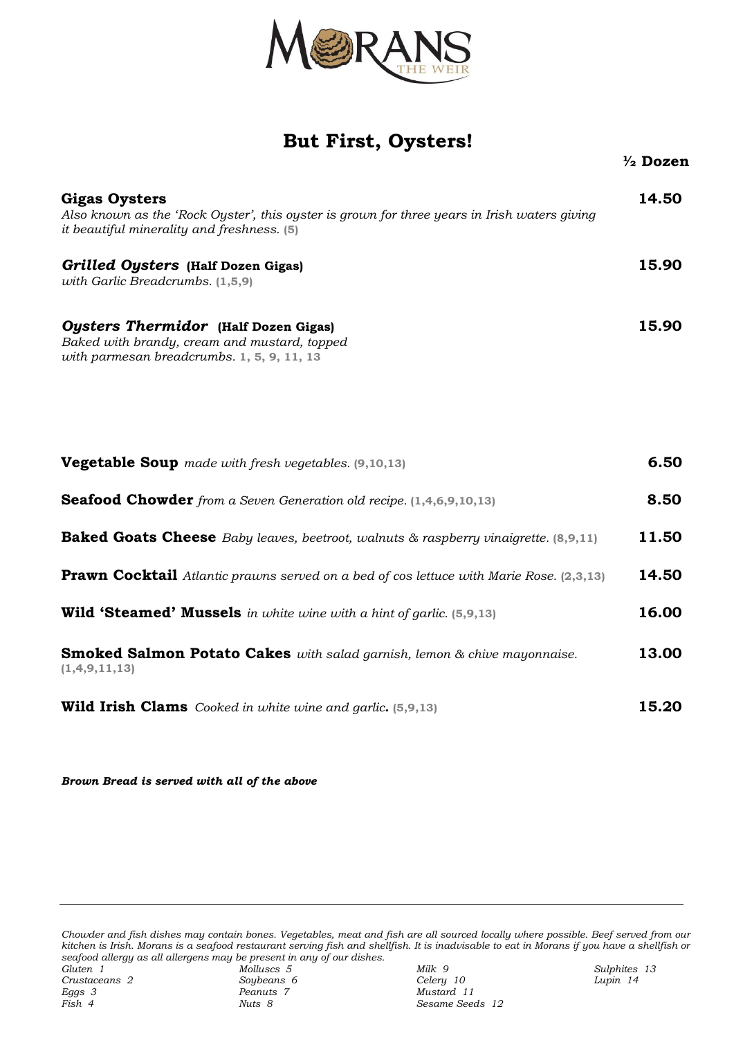# MORANS THE WEIR

## But First, Oysters!

| | ½ Dozen |
|---|---|
| **Gigas Oysters**<br>*Also known as the 'Rock Oyster', this oyster is grown for three years in Irish waters giving it beautiful minerality and freshness.* (5) | 14.50 |
| ***Grilled Oysters*** **(Half Dozen Gigas)**<br>*with Garlic Breadcrumbs.* (1,5,9) | 15.90 |
| ***Oysters Thermidor*** **(Half Dozen Gigas)**<br>*Baked with brandy, cream and mustard, topped with parmesan breadcrumbs.* 1, 5, 9, 11, 13 | 15.90 |

| | |
|---|---|
| **Vegetable Soup** *made with fresh vegetables.* (9,10,13) | 6.50 |
| **Seafood Chowder** *from a Seven Generation old recipe.* (1,4,6,9,10,13) | 8.50 |
| **Baked Goats Cheese** *Baby leaves, beetroot, walnuts & raspberry vinaigrette.* (8,9,11) | 11.50 |
| **Prawn Cocktail** *Atlantic prawns served on a bed of cos lettuce with Marie Rose.* (2,3,13) | 14.50 |
| **Wild 'Steamed' Mussels** *in white wine with a hint of garlic.* (5,9,13) | 16.00 |
| **Smoked Salmon Potato Cakes** *with salad garnish, lemon & chive mayonnaise.* (1,4,9,11,13) | 13.00 |
| **Wild Irish Clams** *Cooked in white wine and garlic.* (5,9,13) | 15.20 |

***Brown Bread is served with all of the above***

---

*Chowder and fish dishes may contain bones. Vegetables, meat and fish are all sourced locally where possible. Beef served from our kitchen is Irish. Morans is a seafood restaurant serving fish and shellfish. It is inadvisable to eat in Morans if you have a shellfish or seafood allergy as all allergens may be present in any of our dishes.*

*Gluten 1*
*Crustaceans 2*
*Eggs 3*
*Fish 4*
*Molluscs 5*
*Soybeans 6*
*Peanuts 7*
*Nuts 8*
*Milk 9*
*Celery 10*
*Mustard 11*
*Sesame Seeds 12*
*Sulphites 13*
*Lupin 14*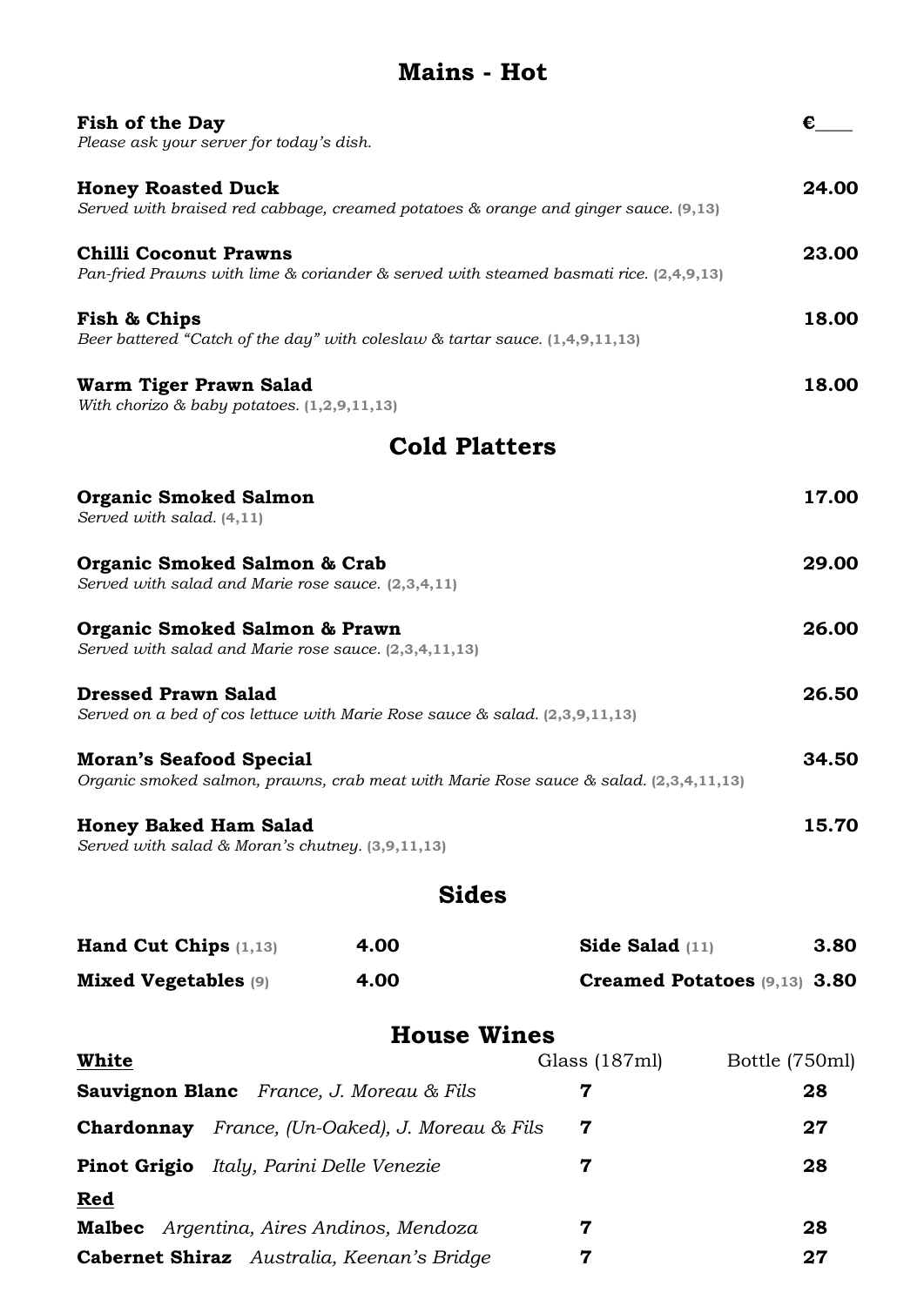## Mains - Hot

**Fish of the Day** **€____**
*Please ask your server for today's dish.*

**Honey Roasted Duck** **24.00**
*Served with braised red cabbage, creamed potatoes & orange and ginger sauce.* (9,13)

**Chilli Coconut Prawns** **23.00**
*Pan-fried Prawns with lime & coriander & served with steamed basmati rice.* (2,4,9,13)

**Fish & Chips** **18.00**
*Beer battered "Catch of the day" with coleslaw & tartar sauce.* (1,4,9,11,13)

**Warm Tiger Prawn Salad** **18.00**
*With chorizo & baby potatoes.* (1,2,9,11,13)

## Cold Platters

**Organic Smoked Salmon** **17.00**
*Served with salad.* (4,11)

**Organic Smoked Salmon & Crab** **29.00**
*Served with salad and Marie rose sauce.* (2,3,4,11)

**Organic Smoked Salmon & Prawn** **26.00**
*Served with salad and Marie rose sauce.* (2,3,4,11,13)

**Dressed Prawn Salad** **26.50**
*Served on a bed of cos lettuce with Marie Rose sauce & salad.* (2,3,9,11,13)

**Moran's Seafood Special** **34.50**
*Organic smoked salmon, prawns, crab meat with Marie Rose sauce & salad.* (2,3,4,11,13)

**Honey Baked Ham Salad** **15.70**
*Served with salad & Moran's chutney.* (3,9,11,13)

## Sides

| | | | |
|---|---|---|---|
| **Hand Cut Chips** (1,13) | **4.00** | **Side Salad** (11) | **3.80** |
| **Mixed Vegetables** (9) | **4.00** | **Creamed Potatoes** (9,13) | **3.80** |

## House Wines

| **White** | Glass (187ml) | Bottle (750ml) |
|---|---|---|
| **Sauvignon Blanc** *France, J. Moreau & Fils* | **7** | **28** |
| **Chardonnay** *France, (Un-Oaked), J. Moreau & Fils* | **7** | **27** |
| **Pinot Grigio** *Italy, Parini Delle Venezie* | **7** | **28** |
| **Red** | | |
| **Malbec** *Argentina, Aires Andinos, Mendoza* | **7** | **28** |
| **Cabernet Shiraz** *Australia, Keenan's Bridge* | **7** | **27** |